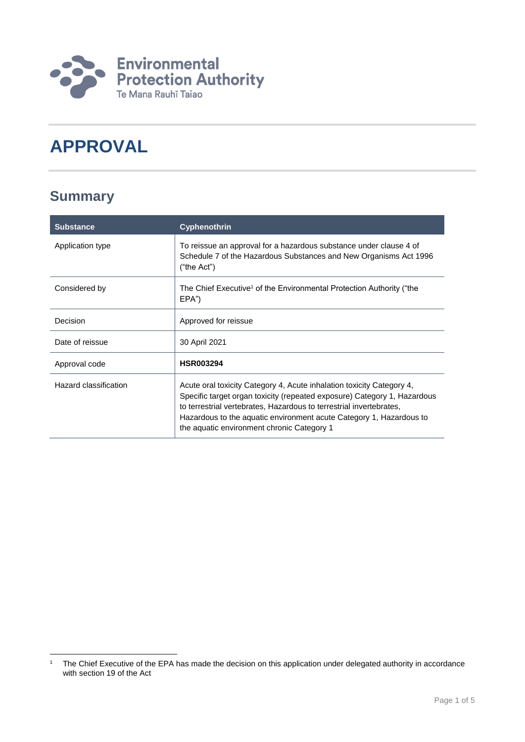Environmental Protection Authority
Te Mana Rauhī Taiao

# APPROVAL

## Summary

| Substance | Cyphenothrin |
|---|---|
| Application type | To reissue an approval for a hazardous substance under clause 4 of Schedule 7 of the Hazardous Substances and New Organisms Act 1996 ("the Act") |
| Considered by | The Chief Executive[1] of the Environmental Protection Authority ("the EPA") |
| Decision | Approved for reissue |
| Date of reissue | 30 April 2021 |
| Approval code | **HSR003294** |
| Hazard classification | Acute oral toxicity Category 4, Acute inhalation toxicity Category 4, Specific target organ toxicity (repeated exposure) Category 1, Hazardous to terrestrial vertebrates, Hazardous to terrestrial invertebrates, Hazardous to the aquatic environment acute Category 1, Hazardous to the aquatic environment chronic Category 1 |

[1] The Chief Executive of the EPA has made the decision on this application under delegated authority in accordance with section 19 of the Act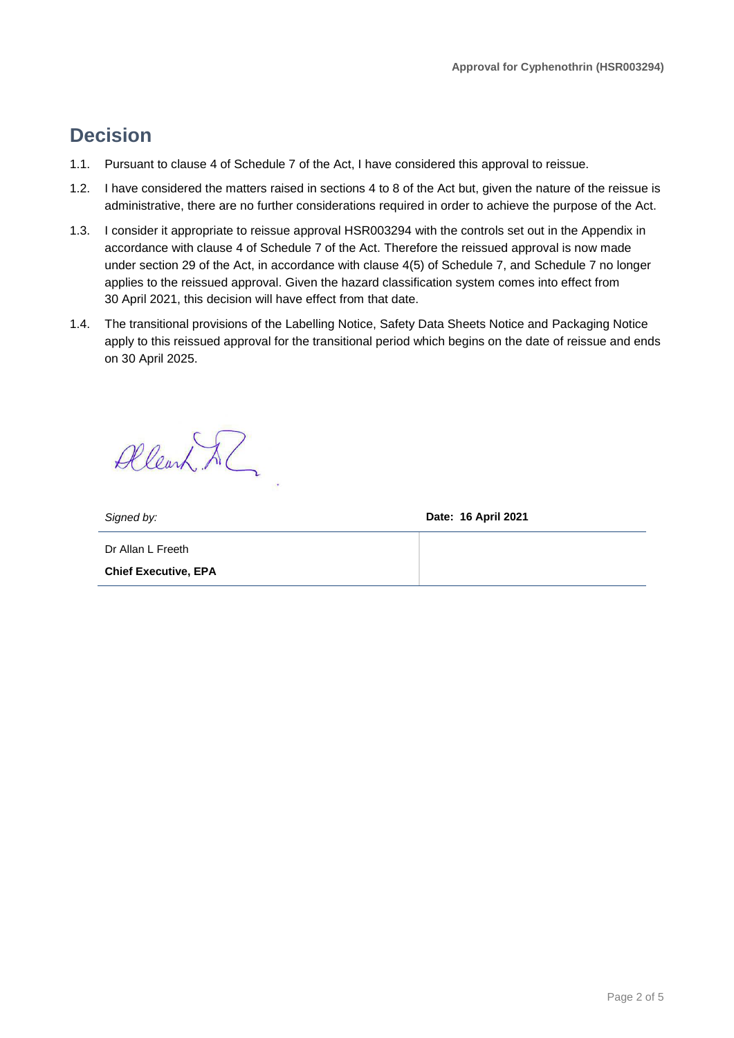# Decision

1.1. Pursuant to clause 4 of Schedule 7 of the Act, I have considered this approval to reissue.

1.2. I have considered the matters raised in sections 4 to 8 of the Act but, given the nature of the reissue is administrative, there are no further considerations required in order to achieve the purpose of the Act.

1.3. I consider it appropriate to reissue approval HSR003294 with the controls set out in the Appendix in accordance with clause 4 of Schedule 7 of the Act. Therefore the reissued approval is now made under section 29 of the Act, in accordance with clause 4(5) of Schedule 7, and Schedule 7 no longer applies to the reissued approval. Given the hazard classification system comes into effect from 30 April 2021, this decision will have effect from that date.

1.4. The transitional provisions of the Labelling Notice, Safety Data Sheets Notice and Packaging Notice apply to this reissued approval for the transitional period which begins on the date of reissue and ends on 30 April 2025.

| *Signed by:* | **Date: 16 April 2021** |
|---|---|
| Dr Allan L Freeth<br>**Chief Executive, EPA** | |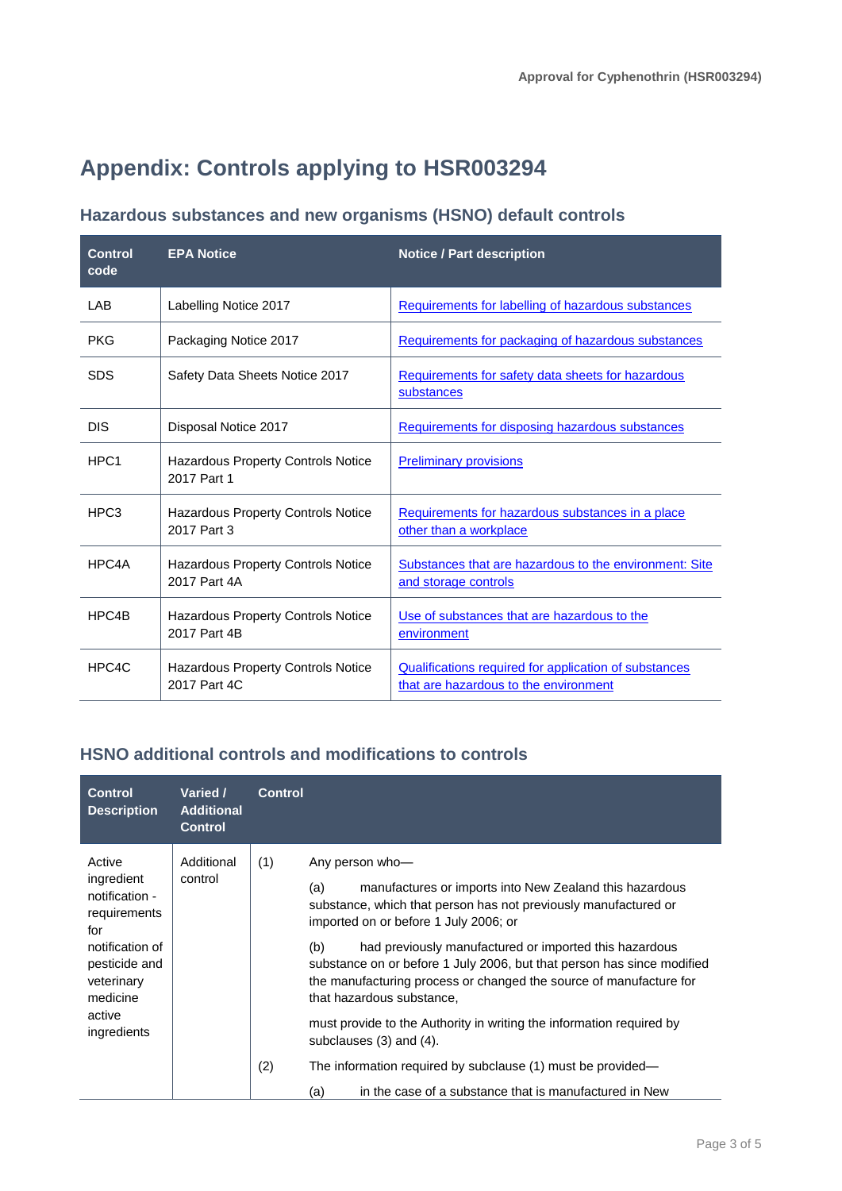# Appendix: Controls applying to HSR003294

## Hazardous substances and new organisms (HSNO) default controls

| Control code | EPA Notice | Notice / Part description |
|---|---|---|
| LAB | Labelling Notice 2017 | Requirements for labelling of hazardous substances |
| PKG | Packaging Notice 2017 | Requirements for packaging of hazardous substances |
| SDS | Safety Data Sheets Notice 2017 | Requirements for safety data sheets for hazardous substances |
| DIS | Disposal Notice 2017 | Requirements for disposing hazardous substances |
| HPC1 | Hazardous Property Controls Notice 2017 Part 1 | Preliminary provisions |
| HPC3 | Hazardous Property Controls Notice 2017 Part 3 | Requirements for hazardous substances in a place other than a workplace |
| HPC4A | Hazardous Property Controls Notice 2017 Part 4A | Substances that are hazardous to the environment: Site and storage controls |
| HPC4B | Hazardous Property Controls Notice 2017 Part 4B | Use of substances that are hazardous to the environment |
| HPC4C | Hazardous Property Controls Notice 2017 Part 4C | Qualifications required for application of substances that are hazardous to the environment |

## HSNO additional controls and modifications to controls

| Control Description | Varied / Additional Control | Control |
|---|---|---|
| Active ingredient notification - requirements for notification of pesticide and veterinary medicine active ingredients | Additional control | (1) Any person who—<br>(a) manufactures or imports into New Zealand this hazardous substance, which that person has not previously manufactured or imported on or before 1 July 2006; or<br>(b) had previously manufactured or imported this hazardous substance on or before 1 July 2006, but that person has since modified the manufacturing process or changed the source of manufacture for that hazardous substance,<br>must provide to the Authority in writing the information required by subclauses (3) and (4).<br>(2) The information required by subclause (1) must be provided—<br>(a) in the case of a substance that is manufactured in New |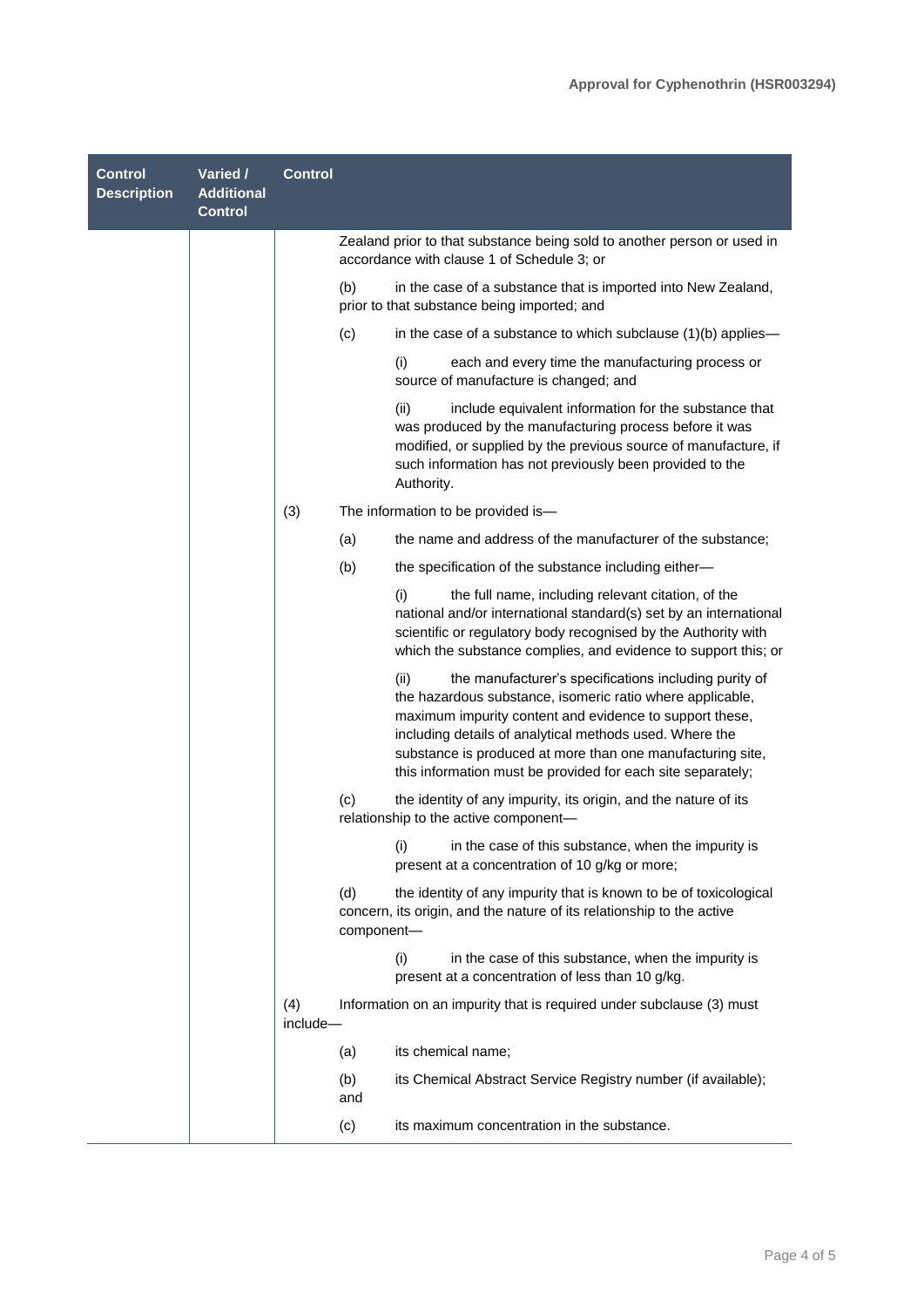| Control Description | Varied / Additional Control | Control |
|---|---|---|
| | | Zealand prior to that substance being sold to another person or used in accordance with clause 1 of Schedule 3; or<br><br>(b) in the case of a substance that is imported into New Zealand, prior to that substance being imported; and<br><br>(c) in the case of a substance to which subclause (1)(b) applies—<br><br>(i) each and every time the manufacturing process or source of manufacture is changed; and<br><br>(ii) include equivalent information for the substance that was produced by the manufacturing process before it was modified, or supplied by the previous source of manufacture, if such information has not previously been provided to the Authority.<br><br>(3) The information to be provided is—<br><br>(a) the name and address of the manufacturer of the substance;<br><br>(b) the specification of the substance including either—<br><br>(i) the full name, including relevant citation, of the national and/or international standard(s) set by an international scientific or regulatory body recognised by the Authority with which the substance complies, and evidence to support this; or<br><br>(ii) the manufacturer's specifications including purity of the hazardous substance, isomeric ratio where applicable, maximum impurity content and evidence to support these, including details of analytical methods used. Where the substance is produced at more than one manufacturing site, this information must be provided for each site separately;<br><br>(c) the identity of any impurity, its origin, and the nature of its relationship to the active component—<br><br>(i) in the case of this substance, when the impurity is present at a concentration of 10 g/kg or more;<br><br>(d) the identity of any impurity that is known to be of toxicological concern, its origin, and the nature of its relationship to the active component—<br><br>(i) in the case of this substance, when the impurity is present at a concentration of less than 10 g/kg.<br><br>(4) Information on an impurity that is required under subclause (3) must include—<br><br>(a) its chemical name;<br><br>(b) its Chemical Abstract Service Registry number (if available); and<br><br>(c) its maximum concentration in the substance. |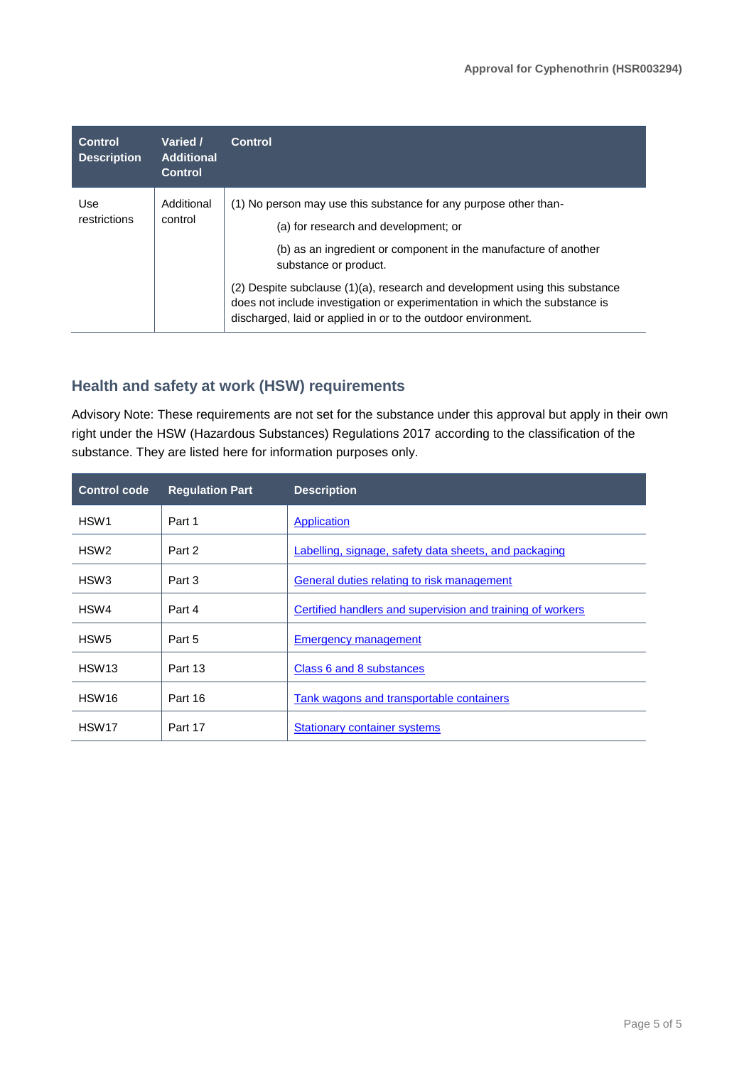| Control Description | Varied / Additional Control | Control |
|---|---|---|
| Use restrictions | Additional control | (1) No person may use this substance for any purpose other than- (a) for research and development; or (b) as an ingredient or component in the manufacture of another substance or product. (2) Despite subclause (1)(a), research and development using this substance does not include investigation or experimentation in which the substance is discharged, laid or applied in or to the outdoor environment. |

## Health and safety at work (HSW) requirements

Advisory Note: These requirements are not set for the substance under this approval but apply in their own right under the HSW (Hazardous Substances) Regulations 2017 according to the classification of the substance. They are listed here for information purposes only.

| Control code | Regulation Part | Description |
|---|---|---|
| HSW1 | Part 1 | Application |
| HSW2 | Part 2 | Labelling, signage, safety data sheets, and packaging |
| HSW3 | Part 3 | General duties relating to risk management |
| HSW4 | Part 4 | Certified handlers and supervision and training of workers |
| HSW5 | Part 5 | Emergency management |
| HSW13 | Part 13 | Class 6 and 8 substances |
| HSW16 | Part 16 | Tank wagons and transportable containers |
| HSW17 | Part 17 | Stationary container systems |